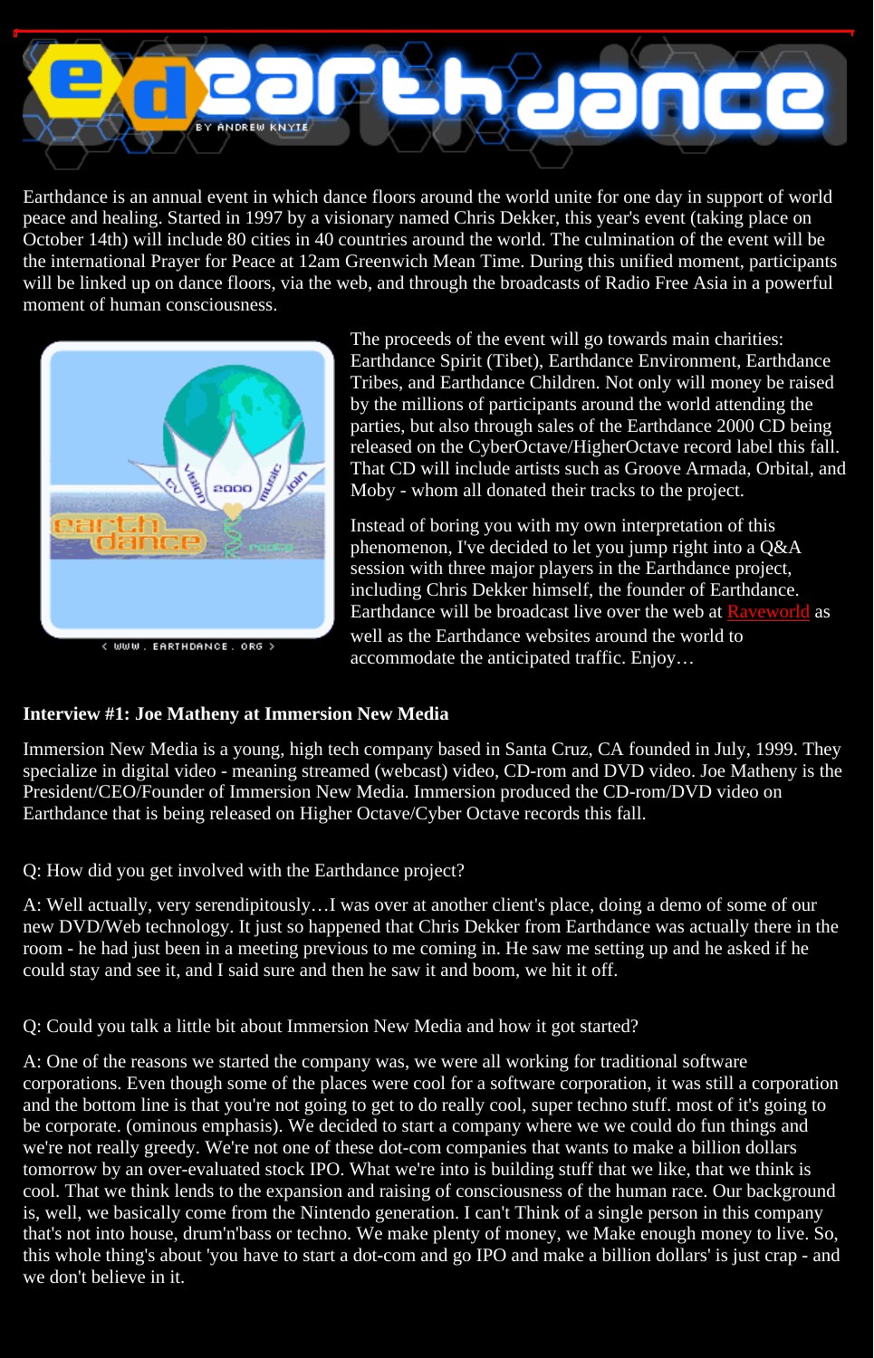# earthdance

BY ANDREW KNYTE

Earthdance is an annual event in which dance floors around the world unite for one day in support of world peace and healing. Started in 1997 by a visionary named Chris Dekker, this year's event (taking place on October 14th) will include 80 cities in 40 countries around the world. The culmination of the event will be the international Prayer for Peace at 12am Greenwich Mean Time. During this unified moment, participants will be linked up on dance floors, via the web, and through the broadcasts of Radio Free Asia in a powerful moment of human consciousness.

< WWW . EARTHDANCE . ORG >

The proceeds of the event will go towards main charities: Earthdance Spirit (Tibet), Earthdance Environment, Earthdance Tribes, and Earthdance Children. Not only will money be raised by the millions of participants around the world attending the parties, but also through sales of the Earthdance 2000 CD being released on the CyberOctave/HigherOctave record label this fall. That CD will include artists such as Groove Armada, Orbital, and Moby - whom all donated their tracks to the project.

Instead of boring you with my own interpretation of this phenomenon, I've decided to let you jump right into a Q&A session with three major players in the Earthdance project, including Chris Dekker himself, the founder of Earthdance. Earthdance will be broadcast live over the web at Raveworld as well as the Earthdance websites around the world to accommodate the anticipated traffic. Enjoy…

**Interview #1: Joe Matheny at Immersion New Media**

Immersion New Media is a young, high tech company based in Santa Cruz, CA founded in July, 1999. They specialize in digital video - meaning streamed (webcast) video, CD-rom and DVD video. Joe Matheny is the President/CEO/Founder of Immersion New Media. Immersion produced the CD-rom/DVD video on Earthdance that is being released on Higher Octave/Cyber Octave records this fall.

Q: How did you get involved with the Earthdance project?

A: Well actually, very serendipitously…I was over at another client's place, doing a demo of some of our new DVD/Web technology. It just so happened that Chris Dekker from Earthdance was actually there in the room - he had just been in a meeting previous to me coming in. He saw me setting up and he asked if he could stay and see it, and I said sure and then he saw it and boom, we hit it off.

Q: Could you talk a little bit about Immersion New Media and how it got started?

A: One of the reasons we started the company was, we were all working for traditional software corporations. Even though some of the places were cool for a software corporation, it was still a corporation and the bottom line is that you're not going to get to do really cool, super techno stuff. most of it's going to be corporate. (ominous emphasis). We decided to start a company where we we could do fun things and we're not really greedy. We're not one of these dot-com companies that wants to make a billion dollars tomorrow by an over-evaluated stock IPO. What we're into is building stuff that we like, that we think is cool. That we think lends to the expansion and raising of consciousness of the human race. Our background is, well, we basically come from the Nintendo generation. I can't Think of a single person in this company that's not into house, drum'n'bass or techno. We make plenty of money, we Make enough money to live. So, this whole thing's about 'you have to start a dot-com and go IPO and make a billion dollars' is just crap - and we don't believe in it.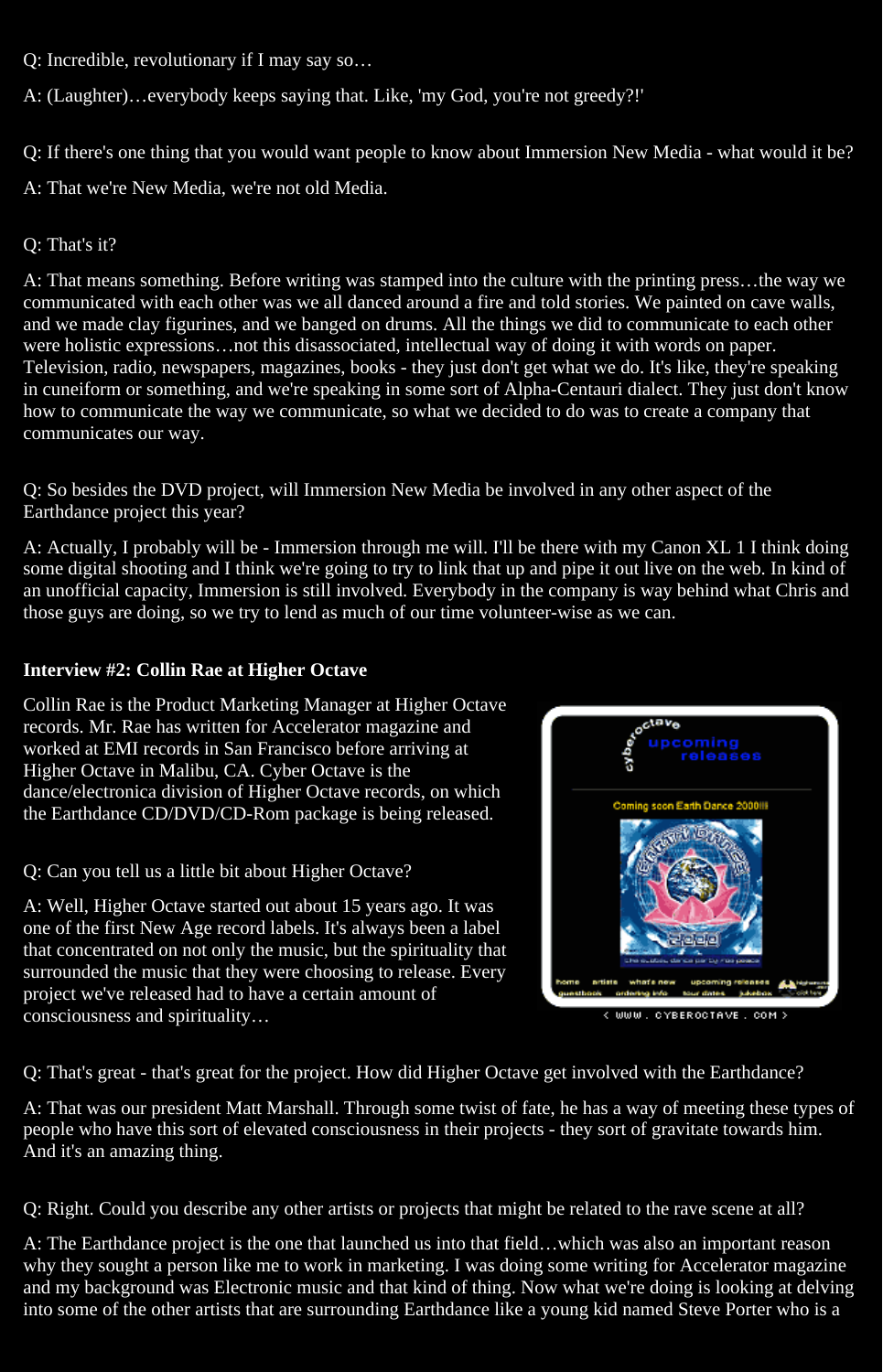Q: Incredible, revolutionary if I may say so…

A: (Laughter)…everybody keeps saying that. Like, 'my God, you're not greedy?!'

Q: If there's one thing that you would want people to know about Immersion New Media - what would it be?

A: That we're New Media, we're not old Media.

Q: That's it?

A: That means something. Before writing was stamped into the culture with the printing press…the way we communicated with each other was we all danced around a fire and told stories. We painted on cave walls, and we made clay figurines, and we banged on drums. All the things we did to communicate to each other were holistic expressions…not this disassociated, intellectual way of doing it with words on paper. Television, radio, newspapers, magazines, books - they just don't get what we do. It's like, they're speaking in cuneiform or something, and we're speaking in some sort of Alpha-Centauri dialect. They just don't know how to communicate the way we communicate, so what we decided to do was to create a company that communicates our way.

Q: So besides the DVD project, will Immersion New Media be involved in any other aspect of the Earthdance project this year?

A: Actually, I probably will be - Immersion through me will. I'll be there with my Canon XL 1 I think doing some digital shooting and I think we're going to try to link that up and pipe it out live on the web. In kind of an unofficial capacity, Immersion is still involved. Everybody in the company is way behind what Chris and those guys are doing, so we try to lend as much of our time volunteer-wise as we can.

**Interview #2: Collin Rae at Higher Octave**

Collin Rae is the Product Marketing Manager at Higher Octave records. Mr. Rae has written for Accelerator magazine and worked at EMI records in San Francisco before arriving at Higher Octave in Malibu, CA. Cyber Octave is the dance/electronica division of Higher Octave records, on which the Earthdance CD/DVD/CD-Rom package is being released.

Q: Can you tell us a little bit about Higher Octave?

A: Well, Higher Octave started out about 15 years ago. It was one of the first New Age record labels. It's always been a label that concentrated on not only the music, but the spirituality that surrounded the music that they were choosing to release. Every project we've released had to have a certain amount of consciousness and spirituality…

Q: That's great - that's great for the project. How did Higher Octave get involved with the Earthdance?

A: That was our president Matt Marshall. Through some twist of fate, he has a way of meeting these types of people who have this sort of elevated consciousness in their projects - they sort of gravitate towards him. And it's an amazing thing.

Q: Right. Could you describe any other artists or projects that might be related to the rave scene at all?

A: The Earthdance project is the one that launched us into that field…which was also an important reason why they sought a person like me to work in marketing. I was doing some writing for Accelerator magazine and my background was Electronic music and that kind of thing. Now what we're doing is looking at delving into some of the other artists that are surrounding Earthdance like a young kid named Steve Porter who is a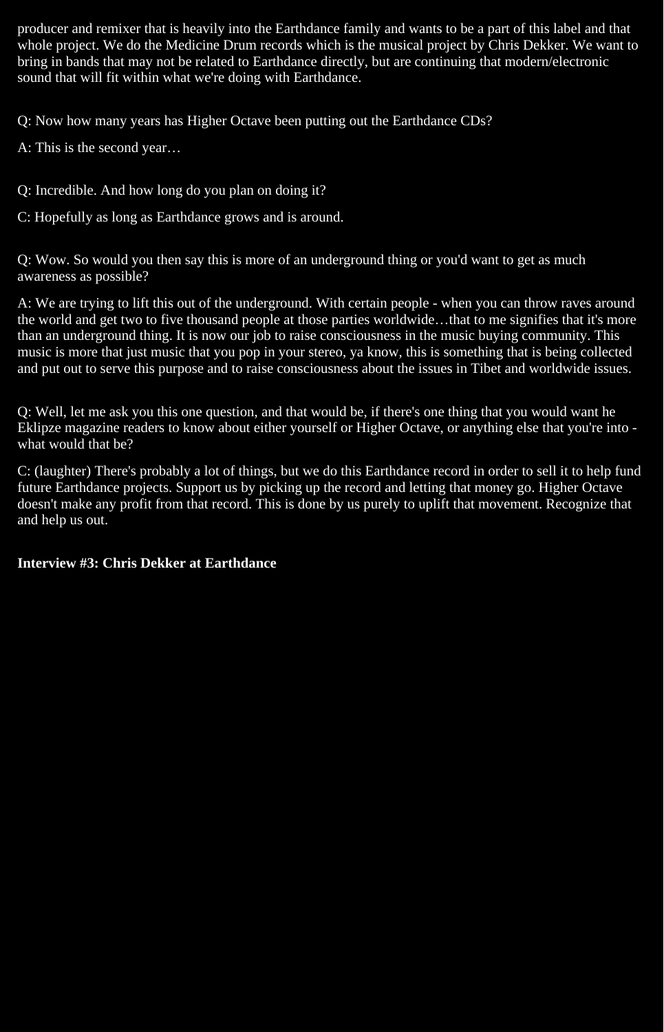producer and remixer that is heavily into the Earthdance family and wants to be a part of this label and that whole project. We do the Medicine Drum records which is the musical project by Chris Dekker. We want to bring in bands that may not be related to Earthdance directly, but are continuing that modern/electronic sound that will fit within what we're doing with Earthdance.

Q: Now how many years has Higher Octave been putting out the Earthdance CDs?

A: This is the second year…

Q: Incredible. And how long do you plan on doing it?

C: Hopefully as long as Earthdance grows and is around.

Q: Wow. So would you then say this is more of an underground thing or you'd want to get as much awareness as possible?

A: We are trying to lift this out of the underground. With certain people - when you can throw raves around the world and get two to five thousand people at those parties worldwide…that to me signifies that it's more than an underground thing. It is now our job to raise consciousness in the music buying community. This music is more that just music that you pop in your stereo, ya know, this is something that is being collected and put out to serve this purpose and to raise consciousness about the issues in Tibet and worldwide issues.

Q: Well, let me ask you this one question, and that would be, if there's one thing that you would want he Eklipze magazine readers to know about either yourself or Higher Octave, or anything else that you're into - what would that be?

C: (laughter) There's probably a lot of things, but we do this Earthdance record in order to sell it to help fund future Earthdance projects. Support us by picking up the record and letting that money go. Higher Octave doesn't make any profit from that record. This is done by us purely to uplift that movement. Recognize that and help us out.

**Interview #3: Chris Dekker at Earthdance**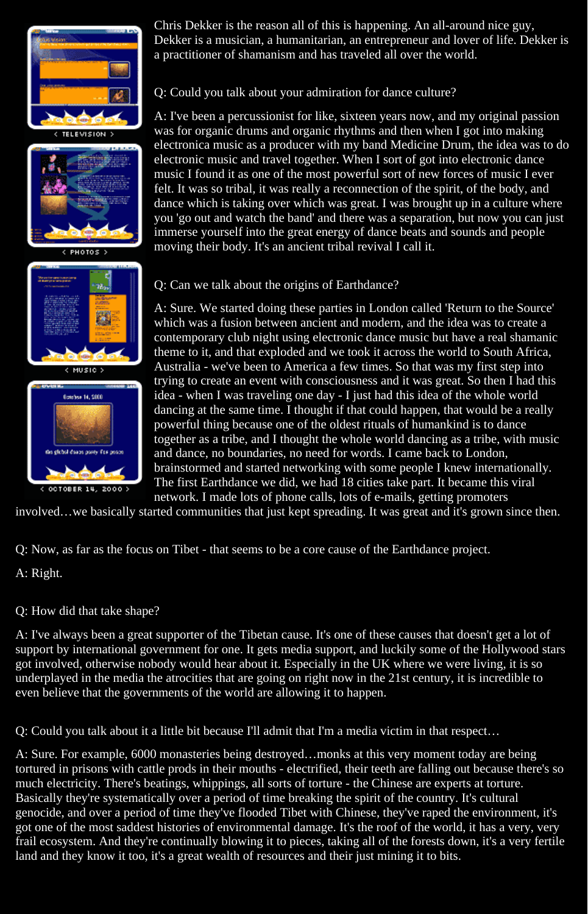Chris Dekker is the reason all of this is happening. An all-around nice guy, Dekker is a musician, a humanitarian, an entrepreneur and lover of life. Dekker is a practitioner of shamanism and has traveled all over the world.

Q: Could you talk about your admiration for dance culture?

A: I've been a percussionist for like, sixteen years now, and my original passion was for organic drums and organic rhythms and then when I got into making electronica music as a producer with my band Medicine Drum, the idea was to do electronic music and travel together. When I sort of got into electronic dance music I found it as one of the most powerful sort of new forces of music I ever felt. It was so tribal, it was really a reconnection of the spirit, of the body, and dance which is taking over which was great. I was brought up in a culture where you 'go out and watch the band' and there was a separation, but now you can just immerse yourself into the great energy of dance beats and sounds and people moving their body. It's an ancient tribal revival I call it.

Q: Can we talk about the origins of Earthdance?

A: Sure. We started doing these parties in London called 'Return to the Source' which was a fusion between ancient and modern, and the idea was to create a contemporary club night using electronic dance music but have a real shamanic theme to it, and that exploded and we took it across the world to South Africa, Australia - we've been to America a few times. So that was my first step into trying to create an event with consciousness and it was great. So then I had this idea - when I was traveling one day - I just had this idea of the whole world dancing at the same time. I thought if that could happen, that would be a really powerful thing because one of the oldest rituals of humankind is to dance together as a tribe, and I thought the whole world dancing as a tribe, with music and dance, no boundaries, no need for words. I came back to London, brainstormed and started networking with some people I knew internationally. The first Earthdance we did, we had 18 cities take part. It became this viral network. I made lots of phone calls, lots of e-mails, getting promoters involved…we basically started communities that just kept spreading. It was great and it's grown since then.

Q: Now, as far as the focus on Tibet - that seems to be a core cause of the Earthdance project.

A: Right.

Q: How did that take shape?

A: I've always been a great supporter of the Tibetan cause. It's one of these causes that doesn't get a lot of support by international government for one. It gets media support, and luckily some of the Hollywood stars got involved, otherwise nobody would hear about it. Especially in the UK where we were living, it is so underplayed in the media the atrocities that are going on right now in the 21st century, it is incredible to even believe that the governments of the world are allowing it to happen.

Q: Could you talk about it a little bit because I'll admit that I'm a media victim in that respect…

A: Sure. For example, 6000 monasteries being destroyed…monks at this very moment today are being tortured in prisons with cattle prods in their mouths - electrified, their teeth are falling out because there's so much electricity. There's beatings, whippings, all sorts of torture - the Chinese are experts at torture. Basically they're systematically over a period of time breaking the spirit of the country. It's cultural genocide, and over a period of time they've flooded Tibet with Chinese, they've raped the environment, it's got one of the most saddest histories of environmental damage. It's the roof of the world, it has a very, very frail ecosystem. And they're continually blowing it to pieces, taking all of the forests down, it's a very fertile land and they know it too, it's a great wealth of resources and their just mining it to bits.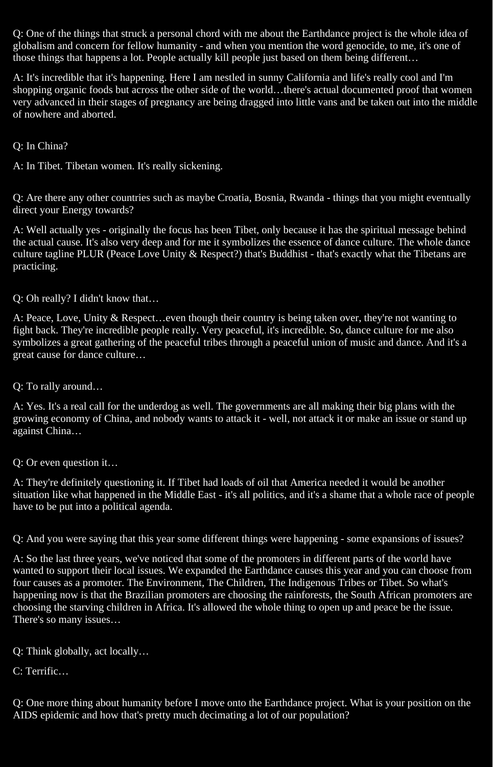Q: One of the things that struck a personal chord with me about the Earthdance project is the whole idea of globalism and concern for fellow humanity - and when you mention the word genocide, to me, it's one of those things that happens a lot. People actually kill people just based on them being different…

A: It's incredible that it's happening. Here I am nestled in sunny California and life's really cool and I'm shopping organic foods but across the other side of the world…there's actual documented proof that women very advanced in their stages of pregnancy are being dragged into little vans and be taken out into the middle of nowhere and aborted.

Q: In China?

A: In Tibet. Tibetan women. It's really sickening.

Q: Are there any other countries such as maybe Croatia, Bosnia, Rwanda - things that you might eventually direct your Energy towards?

A: Well actually yes - originally the focus has been Tibet, only because it has the spiritual message behind the actual cause. It's also very deep and for me it symbolizes the essence of dance culture. The whole dance culture tagline PLUR (Peace Love Unity & Respect?) that's Buddhist - that's exactly what the Tibetans are practicing.

Q: Oh really? I didn't know that…

A: Peace, Love, Unity & Respect…even though their country is being taken over, they're not wanting to fight back. They're incredible people really. Very peaceful, it's incredible. So, dance culture for me also symbolizes a great gathering of the peaceful tribes through a peaceful union of music and dance. And it's a great cause for dance culture…

Q: To rally around…

A: Yes. It's a real call for the underdog as well. The governments are all making their big plans with the growing economy of China, and nobody wants to attack it - well, not attack it or make an issue or stand up against China…

Q: Or even question it…

A: They're definitely questioning it. If Tibet had loads of oil that America needed it would be another situation like what happened in the Middle East - it's all politics, and it's a shame that a whole race of people have to be put into a political agenda.

Q: And you were saying that this year some different things were happening - some expansions of issues?

A: So the last three years, we've noticed that some of the promoters in different parts of the world have wanted to support their local issues. We expanded the Earthdance causes this year and you can choose from four causes as a promoter. The Environment, The Children, The Indigenous Tribes or Tibet. So what's happening now is that the Brazilian promoters are choosing the rainforests, the South African promoters are choosing the starving children in Africa. It's allowed the whole thing to open up and peace be the issue. There's so many issues…

Q: Think globally, act locally…

C: Terrific…

Q: One more thing about humanity before I move onto the Earthdance project. What is your position on the AIDS epidemic and how that's pretty much decimating a lot of our population?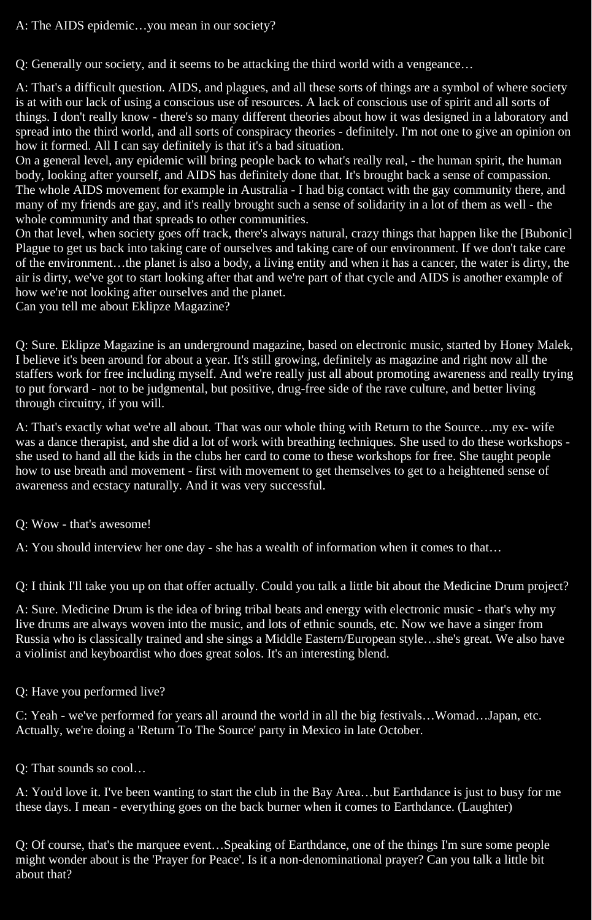A: The AIDS epidemic…you mean in our society?

Q: Generally our society, and it seems to be attacking the third world with a vengeance…

A: That's a difficult question. AIDS, and plagues, and all these sorts of things are a symbol of where society is at with our lack of using a conscious use of resources. A lack of conscious use of spirit and all sorts of things. I don't really know - there's so many different theories about how it was designed in a laboratory and spread into the third world, and all sorts of conspiracy theories - definitely. I'm not one to give an opinion on how it formed. All I can say definitely is that it's a bad situation.
On a general level, any epidemic will bring people back to what's really real, - the human spirit, the human body, looking after yourself, and AIDS has definitely done that. It's brought back a sense of compassion. The whole AIDS movement for example in Australia - I had big contact with the gay community there, and many of my friends are gay, and it's really brought such a sense of solidarity in a lot of them as well - the whole community and that spreads to other communities.
On that level, when society goes off track, there's always natural, crazy things that happen like the [Bubonic] Plague to get us back into taking care of ourselves and taking care of our environment. If we don't take care of the environment…the planet is also a body, a living entity and when it has a cancer, the water is dirty, the air is dirty, we've got to start looking after that and we're part of that cycle and AIDS is another example of how we're not looking after ourselves and the planet.
Can you tell me about Eklipze Magazine?

Q: Sure. Eklipze Magazine is an underground magazine, based on electronic music, started by Honey Malek, I believe it's been around for about a year. It's still growing, definitely as magazine and right now all the staffers work for free including myself. And we're really just all about promoting awareness and really trying to put forward - not to be judgmental, but positive, drug-free side of the rave culture, and better living through circuitry, if you will.

A: That's exactly what we're all about. That was our whole thing with Return to the Source…my ex- wife was a dance therapist, and she did a lot of work with breathing techniques. She used to do these workshops - she used to hand all the kids in the clubs her card to come to these workshops for free. She taught people how to use breath and movement - first with movement to get themselves to get to a heightened sense of awareness and ecstacy naturally. And it was very successful.

Q: Wow - that's awesome!

A: You should interview her one day - she has a wealth of information when it comes to that…

Q: I think I'll take you up on that offer actually. Could you talk a little bit about the Medicine Drum project?

A: Sure. Medicine Drum is the idea of bring tribal beats and energy with electronic music - that's why my live drums are always woven into the music, and lots of ethnic sounds, etc. Now we have a singer from Russia who is classically trained and she sings a Middle Eastern/European style…she's great. We also have a violinist and keyboardist who does great solos. It's an interesting blend.

Q: Have you performed live?

C: Yeah - we've performed for years all around the world in all the big festivals…Womad…Japan, etc. Actually, we're doing a 'Return To The Source' party in Mexico in late October.

Q: That sounds so cool…

A: You'd love it. I've been wanting to start the club in the Bay Area…but Earthdance is just to busy for me these days. I mean - everything goes on the back burner when it comes to Earthdance. (Laughter)

Q: Of course, that's the marquee event…Speaking of Earthdance, one of the things I'm sure some people might wonder about is the 'Prayer for Peace'. Is it a non-denominational prayer? Can you talk a little bit about that?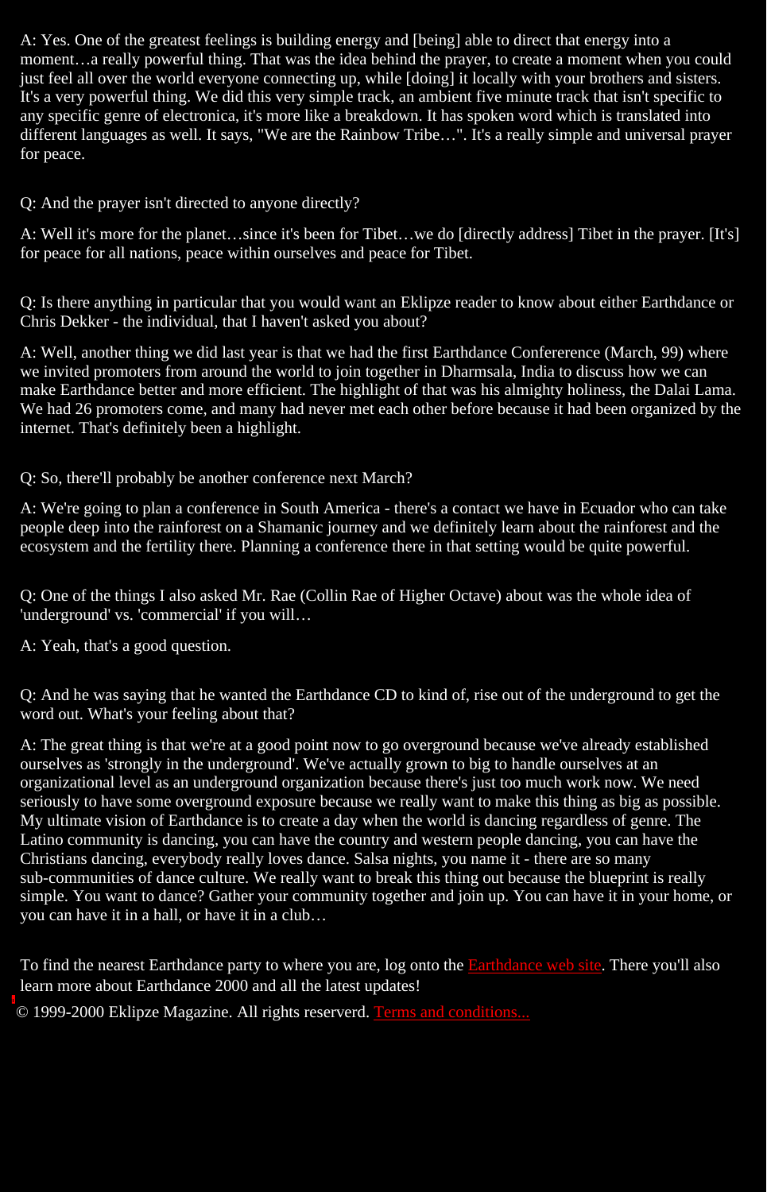A: Yes. One of the greatest feelings is building energy and [being] able to direct that energy into a moment…a really powerful thing. That was the idea behind the prayer, to create a moment when you could just feel all over the world everyone connecting up, while [doing] it locally with your brothers and sisters. It's a very powerful thing. We did this very simple track, an ambient five minute track that isn't specific to any specific genre of electronica, it's more like a breakdown. It has spoken word which is translated into different languages as well. It says, "We are the Rainbow Tribe…". It's a really simple and universal prayer for peace.

Q: And the prayer isn't directed to anyone directly?

A: Well it's more for the planet…since it's been for Tibet…we do [directly address] Tibet in the prayer. [It's] for peace for all nations, peace within ourselves and peace for Tibet.

Q: Is there anything in particular that you would want an Eklipze reader to know about either Earthdance or Chris Dekker - the individual, that I haven't asked you about?

A: Well, another thing we did last year is that we had the first Earthdance Confererence (March, 99) where we invited promoters from around the world to join together in Dharmsala, India to discuss how we can make Earthdance better and more efficient. The highlight of that was his almighty holiness, the Dalai Lama. We had 26 promoters come, and many had never met each other before because it had been organized by the internet. That's definitely been a highlight.

Q: So, there'll probably be another conference next March?

A: We're going to plan a conference in South America - there's a contact we have in Ecuador who can take people deep into the rainforest on a Shamanic journey and we definitely learn about the rainforest and the ecosystem and the fertility there. Planning a conference there in that setting would be quite powerful.

Q: One of the things I also asked Mr. Rae (Collin Rae of Higher Octave) about was the whole idea of 'underground' vs. 'commercial' if you will…

A: Yeah, that's a good question.

Q: And he was saying that he wanted the Earthdance CD to kind of, rise out of the underground to get the word out. What's your feeling about that?

A: The great thing is that we're at a good point now to go overground because we've already established ourselves as 'strongly in the underground'. We've actually grown to big to handle ourselves at an organizational level as an underground organization because there's just too much work now. We need seriously to have some overground exposure because we really want to make this thing as big as possible. My ultimate vision of Earthdance is to create a day when the world is dancing regardless of genre. The Latino community is dancing, you can have the country and western people dancing, you can have the Christians dancing, everybody really loves dance. Salsa nights, you name it - there are so many sub-communities of dance culture. We really want to break this thing out because the blueprint is really simple. You want to dance? Gather your community together and join up. You can have it in your home, or you can have it in a hall, or have it in a club…

To find the nearest Earthdance party to where you are, log onto the Earthdance web site. There you'll also learn more about Earthdance 2000 and all the latest updates!

© 1999-2000 Eklipze Magazine. All rights reserverd. Terms and conditions...